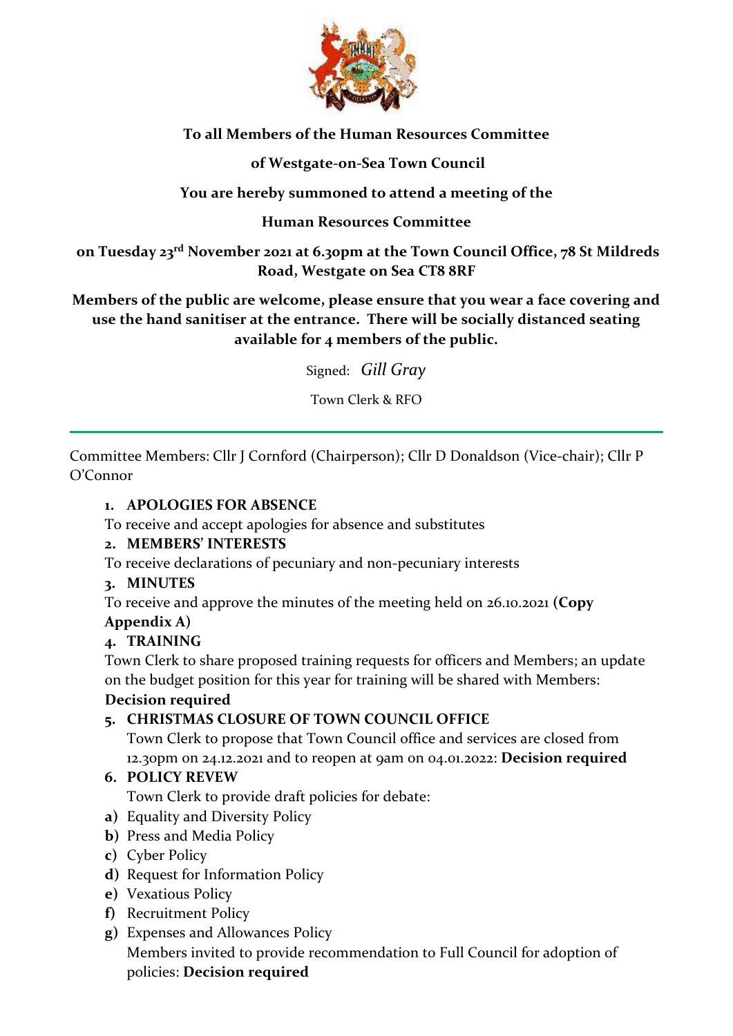**To all Members of the Human Resources Committee**

**of Westgate-on-Sea Town Council**

**You are hereby summoned to attend a meeting of the**

**Human Resources Committee**

**on Tuesday 23rd November 2021 at 6.30pm at the Town Council Office, 78 St Mildreds Road, Westgate on Sea CT8 8RF**

**Members of the public are welcome, please ensure that you wear a face covering and use the hand sanitiser at the entrance. There will be socially distanced seating available for 4 members of the public.**

Signed: *Gill Gray*

Town Clerk & RFO

---

Committee Members: Cllr J Cornford (Chairperson); Cllr D Donaldson (Vice-chair); Cllr P O'Connor

1. **APOLOGIES FOR ABSENCE**

   To receive and accept apologies for absence and substitutes

2. **MEMBERS' INTERESTS**

   To receive declarations of pecuniary and non-pecuniary interests

3. **MINUTES**

   To receive and approve the minutes of the meeting held on 26.10.2021 **(Copy Appendix A)**

4. **TRAINING**

   Town Clerk to share proposed training requests for officers and Members; an update on the budget position for this year for training will be shared with Members: **Decision required**

5. **CHRISTMAS CLOSURE OF TOWN COUNCIL OFFICE**

   Town Clerk to propose that Town Council office and services are closed from 12.30pm on 24.12.2021 and to reopen at 9am on 04.01.2022: **Decision required**

6. **POLICY REVEW**

   Town Clerk to provide draft policies for debate:

   **a)** Equality and Diversity Policy
   **b)** Press and Media Policy
   **c)** Cyber Policy
   **d)** Request for Information Policy
   **e)** Vexatious Policy
   **f)** Recruitment Policy
   **g)** Expenses and Allowances Policy

   Members invited to provide recommendation to Full Council for adoption of policies: **Decision required**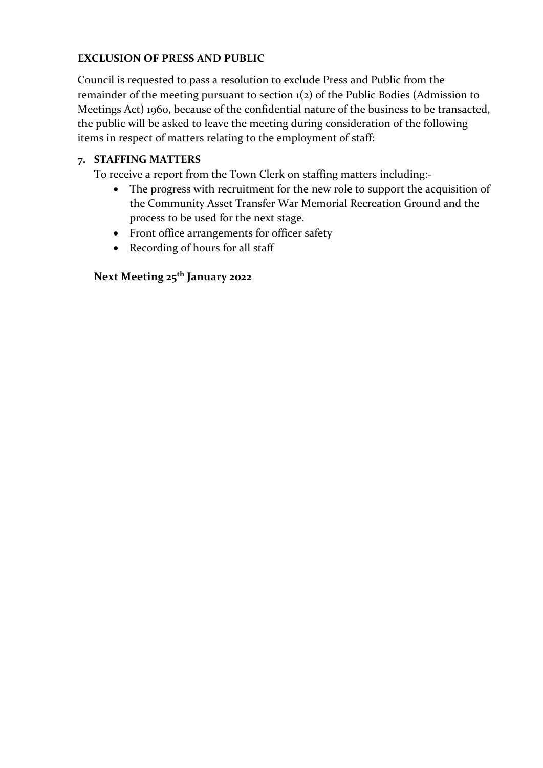**EXCLUSION OF PRESS AND PUBLIC**

Council is requested to pass a resolution to exclude Press and Public from the remainder of the meeting pursuant to section 1(2) of the Public Bodies (Admission to Meetings Act) 1960, because of the confidential nature of the business to be transacted, the public will be asked to leave the meeting during consideration of the following items in respect of matters relating to the employment of staff:

7. **STAFFING MATTERS**

   To receive a report from the Town Clerk on staffing matters including:-

   - The progress with recruitment for the new role to support the acquisition of the Community Asset Transfer War Memorial Recreation Ground and the process to be used for the next stage.
   - Front office arrangements for officer safety
   - Recording of hours for all staff

**Next Meeting 25th January 2022**